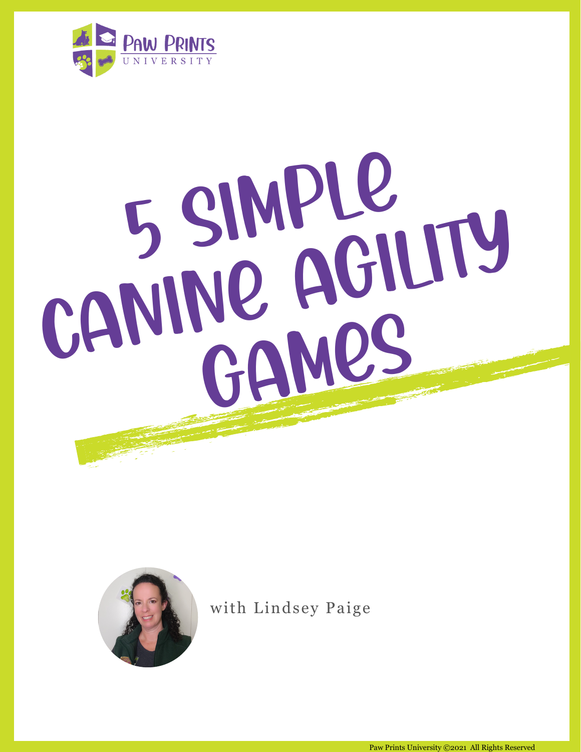PAW PRINTS
UNIVERSITY

# 5 SIMPLE CANINE AGILITY GAMES

with Lindsey Paige

Paw Prints University ©2021 All Rights Reserved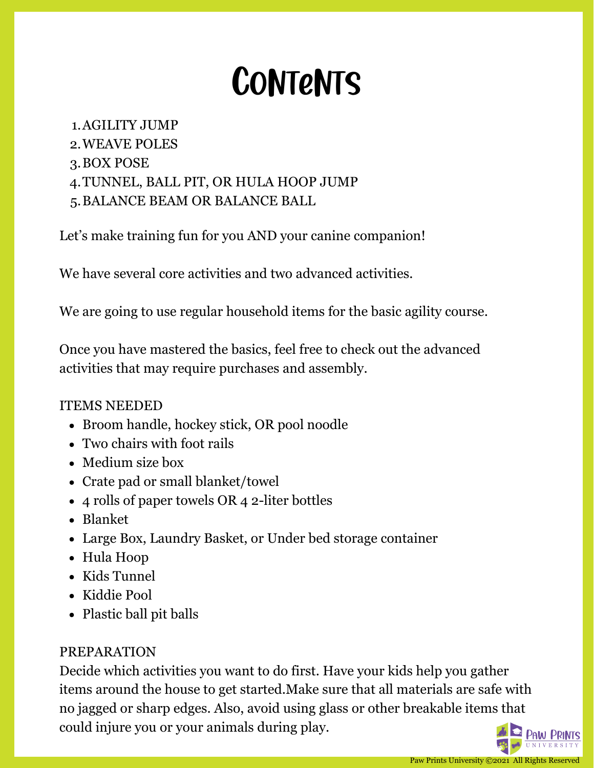# Contents

1. AGILITY JUMP
2. WEAVE POLES
3. BOX POSE
4. TUNNEL, BALL PIT, OR HULA HOOP JUMP
5. BALANCE BEAM OR BALANCE BALL

Let's make training fun for you AND your canine companion!

We have several core activities and two advanced activities.

We are going to use regular household items for the basic agility course.

Once you have mastered the basics, feel free to check out the advanced activities that may require purchases and assembly.

ITEMS NEEDED

- Broom handle, hockey stick, OR pool noodle
- Two chairs with foot rails
- Medium size box
- Crate pad or small blanket/towel
- 4 rolls of paper towels OR 4 2-liter bottles
- Blanket
- Large Box, Laundry Basket, or Under bed storage container
- Hula Hoop
- Kids Tunnel
- Kiddie Pool
- Plastic ball pit balls

PREPARATION

Decide which activities you want to do first. Have your kids help you gather items around the house to get started.Make sure that all materials are safe with no jagged or sharp edges. Also, avoid using glass or other breakable items that could injure you or your animals during play.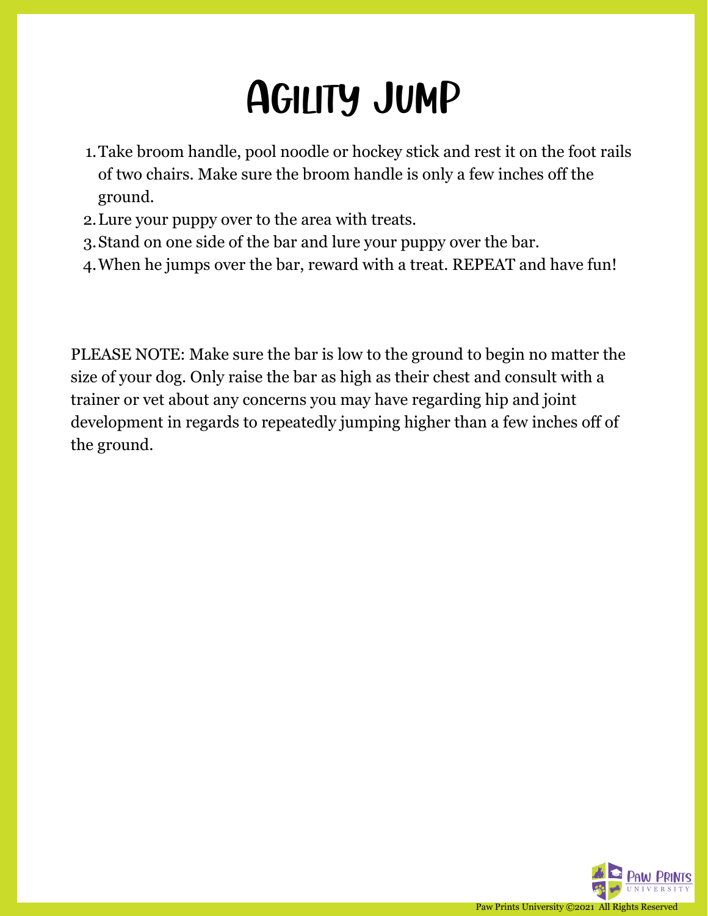# Agility Jump

1. Take broom handle, pool noodle or hockey stick and rest it on the foot rails of two chairs. Make sure the broom handle is only a few inches off the ground.
2. Lure your puppy over to the area with treats.
3. Stand on one side of the bar and lure your puppy over the bar.
4. When he jumps over the bar, reward with a treat. REPEAT and have fun!

PLEASE NOTE: Make sure the bar is low to the ground to begin no matter the size of your dog. Only raise the bar as high as their chest and consult with a trainer or vet about any concerns you may have regarding hip and joint development in regards to repeatedly jumping higher than a few inches off of the ground.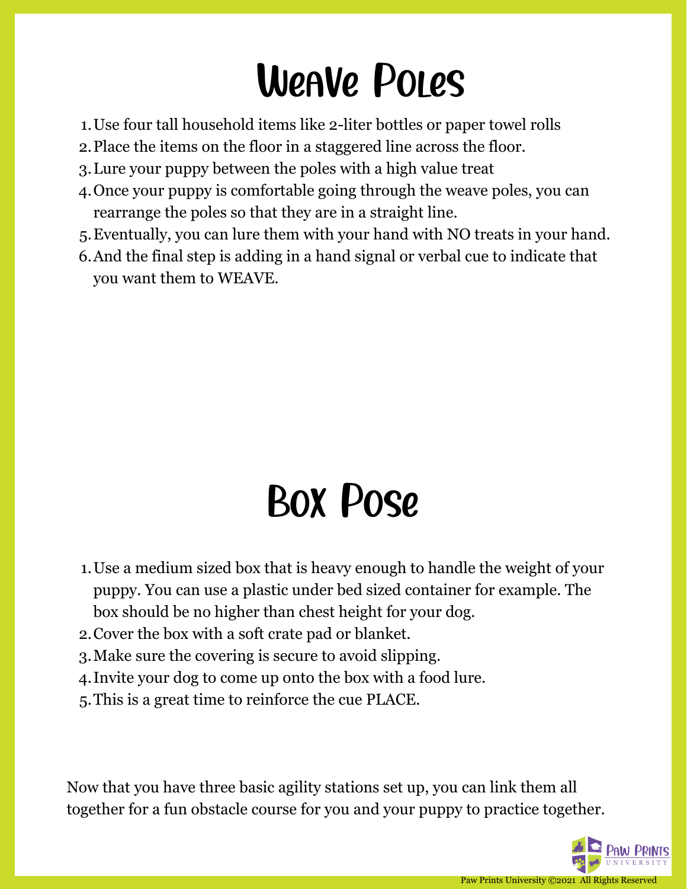# Weave Poles

1. Use four tall household items like 2-liter bottles or paper towel rolls
2. Place the items on the floor in a staggered line across the floor.
3. Lure your puppy between the poles with a high value treat
4. Once your puppy is comfortable going through the weave poles, you can rearrange the poles so that they are in a straight line.
5. Eventually, you can lure them with your hand with NO treats in your hand.
6. And the final step is adding in a hand signal or verbal cue to indicate that you want them to WEAVE.

# Box Pose

1. Use a medium sized box that is heavy enough to handle the weight of your puppy. You can use a plastic under bed sized container for example. The box should be no higher than chest height for your dog.
2. Cover the box with a soft crate pad or blanket.
3. Make sure the covering is secure to avoid slipping.
4. Invite your dog to come up onto the box with a food lure.
5. This is a great time to reinforce the cue PLACE.

Now that you have three basic agility stations set up, you can link them all together for a fun obstacle course for you and your puppy to practice together.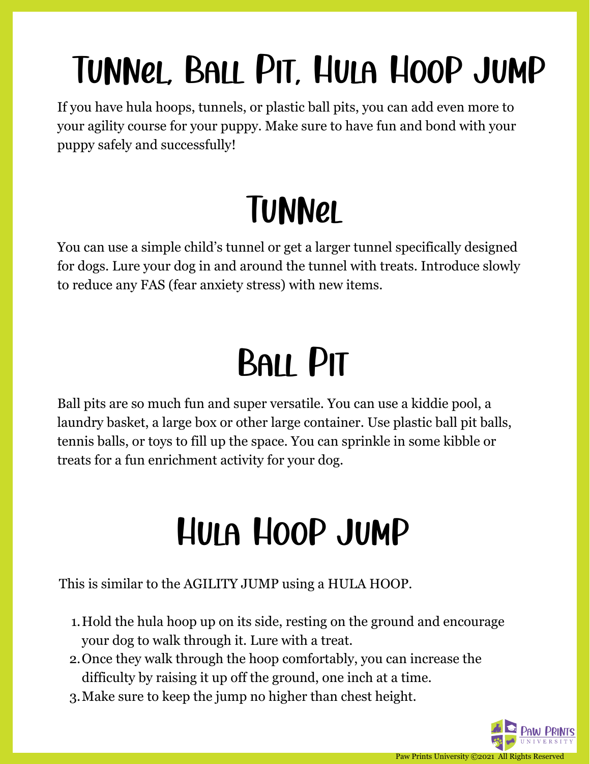# Tunnel, Ball Pit, Hula Hoop Jump

If you have hula hoops, tunnels, or plastic ball pits, you can add even more to your agility course for your puppy. Make sure to have fun and bond with your puppy safely and successfully!

## Tunnel

You can use a simple child's tunnel or get a larger tunnel specifically designed for dogs. Lure your dog in and around the tunnel with treats. Introduce slowly to reduce any FAS (fear anxiety stress) with new items.

## Ball Pit

Ball pits are so much fun and super versatile. You can use a kiddie pool, a laundry basket, a large box or other large container. Use plastic ball pit balls, tennis balls, or toys to fill up the space. You can sprinkle in some kibble or treats for a fun enrichment activity for your dog.

## Hula Hoop Jump

This is similar to the AGILITY JUMP using a HULA HOOP.

1. Hold the hula hoop up on its side, resting on the ground and encourage your dog to walk through it. Lure with a treat.
2. Once they walk through the hoop comfortably, you can increase the difficulty by raising it up off the ground, one inch at a time.
3. Make sure to keep the jump no higher than chest height.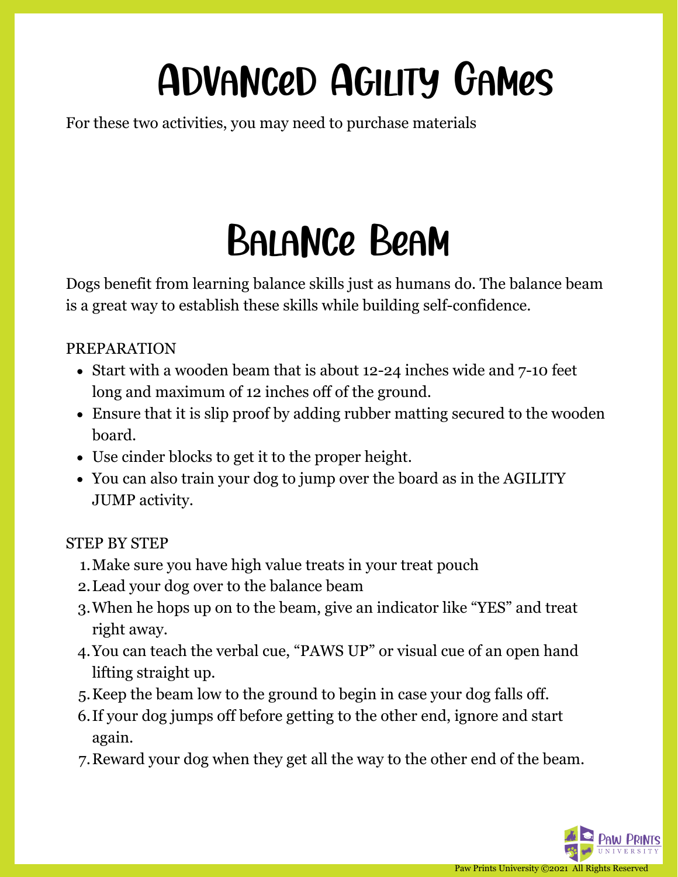# Advanced Agility Games

For these two activities, you may need to purchase materials

## Balance Beam

Dogs benefit from learning balance skills just as humans do. The balance beam is a great way to establish these skills while building self-confidence.

PREPARATION

- Start with a wooden beam that is about 12-24 inches wide and 7-10 feet long and maximum of 12 inches off of the ground.
- Ensure that it is slip proof by adding rubber matting secured to the wooden board.
- Use cinder blocks to get it to the proper height.
- You can also train your dog to jump over the board as in the AGILITY JUMP activity.

STEP BY STEP

1. Make sure you have high value treats in your treat pouch
2. Lead your dog over to the balance beam
3. When he hops up on to the beam, give an indicator like "YES" and treat right away.
4. You can teach the verbal cue, "PAWS UP" or visual cue of an open hand lifting straight up.
5. Keep the beam low to the ground to begin in case your dog falls off.
6. If your dog jumps off before getting to the other end, ignore and start again.
7. Reward your dog when they get all the way to the other end of the beam.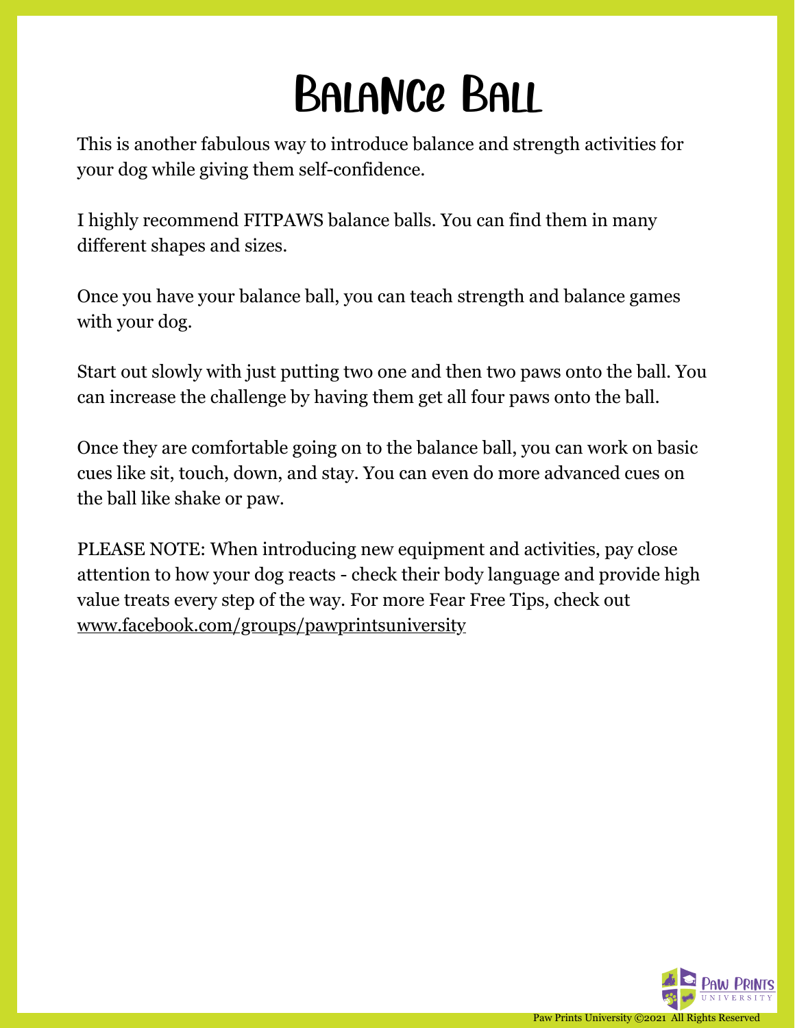# Balance Ball

This is another fabulous way to introduce balance and strength activities for your dog while giving them self-confidence.

I highly recommend FITPAWS balance balls. You can find them in many different shapes and sizes.

Once you have your balance ball, you can teach strength and balance games with your dog.

Start out slowly with just putting two one and then two paws onto the ball. You can increase the challenge by having them get all four paws onto the ball.

Once they are comfortable going on to the balance ball, you can work on basic cues like sit, touch, down, and stay. You can even do more advanced cues on the ball like shake or paw.

PLEASE NOTE: When introducing new equipment and activities, pay close attention to how your dog reacts - check their body language and provide high value treats every step of the way. For more Fear Free Tips, check out www.facebook.com/groups/pawprintsuniversity

Paw Prints University ©2021 All Rights Reserved